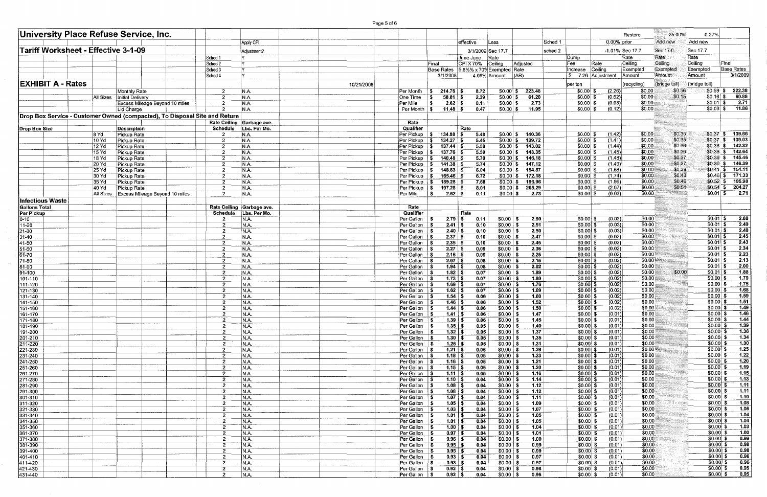# University Place Refuse Service, Inc.

## Tariff Worksheet - Effective 3-1-09

| | | | |
|---|---|---|---|
| | Apply CPI Adjustment? | | |
| Sched 1 | Y | | |
| Sched 2 | Y | | |
| Sched 3 | Y | | |
| Sched 4 | Y | | |

Restore 0.00% prior; -1.01% Sec 17.7; 25.00% Add new Sec 17.6; 0.27% Add new Sec 17.7

## EXHIBIT A - Rates

10/21/2008

| | | Description | Rate Ceiling Schedule | Garbage ave. Lbs. Per Mo. | Rate Qualifier | Final Base Rates 3/1/2008 | effective 3/1/2009 June-June CPI X 70% 5.8%% x 70% 4.06% | Less Sec 17.7 Rate Ceiling Exempted Amount | Adjusted Rate (AR) | Dump Fee Increase $ 7.26 per ton | Rate Ceiling Adjustment | Restore Rate Ceiling Exempted Amount (recycling) | Add new Sec 17.6 Rate Ceiling Exempted Amount (bridge toll) | Add new Sec 17.7 Rate Ceiling Exempted Amount (bridge toll) | Final Base Rates 3/1/2009 |
|---|---|---|---|---|---|---|---|---|---|---|---|---|---|---|---|
| | | Monthly Rate | 2 | N.A. | Per Month | $ 214.76 | $ 8.72 | $0.00 | $ 223.48 | $0.00 | $ (2.26) | $0.00 | $0.56 | $0.59 | $ 222.38 |
| | All Sizes | Initial Delivery | 2 | N.A. | One Time | $ 58.81 | $ 2.39 | $0.00 | $ 61.20 | $0.00 | $ (0.62) | $0.00 | $0.15 | $0.16 | $ 60.89 |
| | | Excess Mileage Beyond 10 miles | 2 | N.A. | Per Mile | $ 2.62 | $ 0.11 | $0.00 | $ 2.73 | $0.00 | $ (0.03) | $0.00 | | $0.01 | $ 2.71 |
| | | Lid Charge | 2 | N.A. | Per Month | $ 11.48 | $ 0.47 | $0.00 | $ 11.95 | $0.00 | $ (0.12) | $0.00 | | $0.03 | $ 11.86 |

### Drop Box Service - Customer Owned (compacted), To Disposal Site and Return

| Drop Box Size | | Description | Rate Ceiling Schedule | Garbage ave. Lbs. Per Mo. | Rate Qualifier | | Rate | | | | | | | | |
|---|---|---|---|---|---|---|---|---|---|---|---|---|---|---|---|
| | 8 Yd | Pickup Rate | 2 | N.A. | Per Pickup | $ 134.88 | $ 5.48 | $0.00 | $ 140.36 | $0.00 | $ (1.42) | $0.00 | $0.35 | $0.37 | $ 139.66 |
| | 10 Yd | Pickup Rate | 2 | N.A. | Per Pickup | $ 134.27 | $ 5.45 | $0.00 | $ 139.72 | $0.00 | $ (1.41) | $0.00 | $0.35 | $0.37 | $ 139.03 |
| | 12 Yd | Pickup Rate | 2 | N.A. | Per Pickup | $ 137.44 | $ 5.58 | $0.00 | $ 143.02 | $0.00 | $ (1.44) | $0.00 | $0.36 | $0.38 | $ 142.32 |
| | 15 Yd | Pickup Rate | 2 | N.A. | Per Pickup | $ 137.76 | $ 5.59 | $0.00 | $ 143.35 | $0.00 | $ (1.45) | $0.00 | $0.36 | $0.38 | $ 142.64 |
| | 18 Yd | Pickup Rate | 2 | N.A. | Per Pickup | $ 140.48 | $ 5.70 | $0.00 | $ 146.18 | $0.00 | $ (1.48) | $0.00 | $0.37 | $0.39 | $ 145.46 |
| | 20 Yd | Pickup Rate | 2 | N.A. | Per Pickup | $ 141.38 | $ 5.74 | $0.00 | $ 147.12 | $0.00 | $ (1.49) | $0.00 | $0.37 | $0.39 | $ 146.39 |
| | 25 Yd | Pickup Rate | 2 | N.A. | Per Pickup | $ 148.83 | $ 6.04 | $0.00 | $ 154.87 | $0.00 | $ (1.56) | $0.00 | $0.39 | $0.41 | $ 154.11 |
| | 30 Yd | Pickup Rate | 2 | N.A. | Per Pickup | $ 165.46 | $ 6.72 | $0.00 | $ 172.18 | $0.00 | $ (1.74) | $0.00 | $0.43 | $0.46 | $ 171.33 |
| | 35 Yd | Pickup Rate | 2 | N.A. | Per Pickup | $ 189.28 | $ 7.68 | $0.00 | $ 196.96 | $0.00 | $ (1.99) | $0.00 | $0.49 | $0.52 | $ 195.98 |
| | 40 Yd | Pickup Rate | 2 | N.A. | Per Pickup | $ 197.28 | $ 8.01 | $0.00 | $ 205.29 | $0.00 | $ (2.07) | $0.00 | $0.51 | $0.54 | $ 204.27 |
| | All Sizes | Excess Mileage Beyond 10 miles | 2 | N.A. | Per Mile | $ 2.62 | $ 0.11 | $0.00 | $ 2.73 | $0.00 | $ (0.03) | $0.00 | | $0.01 | $ 2.71 |

### Infectious Waste

| Gallons Total Per Pickup | Rate Ceiling Schedule | Garbage ave. Lbs. Per Mo. | Rate Qualifier | | Rate | | | | | | | | |
|---|---|---|---|---|---|---|---|---|---|---|---|---|---|
| 0-10 | 2 | N.A. | Per Gallon | $ 2.79 | $ 0.11 | $0.00 | $ 2.90 | $0.00 | $ (0.03) | $0.00 | | $0.01 | $ 2.88 |
| 11-20 | 2 | N.A. | Per Gallon | $ 2.41 | $ 0.10 | $0.00 | $ 2.51 | $0.00 | $ (0.03) | $0.00 | | $0.01 | $ 2.49 |
| 21-30 | 2 | N.A. | Per Gallon | $ 2.40 | $ 0.10 | $0.00 | $ 2.50 | $0.00 | $ (0.03) | $0.00 | | $0.01 | $ 2.48 |
| 31-40 | 2 | N.A. | Per Gallon | $ 2.37 | $ 0.10 | $0.00 | $ 2.47 | $0.00 | $ (0.02) | $0.00 | | $0.01 | $ 2.45 |
| 41-50 | 2 | N.A. | Per Gallon | $ 2.35 | $ 0.10 | $0.00 | $ 2.45 | $0.00 | $ (0.02) | $0.00 | | $0.01 | $ 2.43 |
| 51-60 | 2 | N.A. | Per Gallon | $ 2.27 | $ 0.09 | $0.00 | $ 2.36 | $0.00 | $ (0.02) | $0.00 | | $0.01 | $ 2.34 |
| 61-70 | 2 | N.A. | Per Gallon | $ 2.16 | $ 0.09 | $0.00 | $ 2.25 | $0.00 | $ (0.02) | $0.00 | | $0.01 | $ 2.23 |
| 71-80 | 2 | N.A. | Per Gallon | $ 2.07 | $ 0.08 | $0.00 | $ 2.15 | $0.00 | $ (0.02) | $0.00 | | $0.01 | $ 2.13 |
| 81-90 | 2 | N.A. | Per Gallon | $ 1.94 | $ 0.08 | $0.00 | $ 2.02 | $0.00 | $ (0.02) | $0.00 | | $0.01 | $ 2.00 |
| 91-100 | 2 | N.A. | Per Gallon | $ 1.82 | $ 0.07 | $0.00 | $ 1.89 | $0.00 | $ (0.02) | $0.00 | $0.00 | $0.01 | $ 1.88 |
| 101-110 | 2 | N.A. | Per Gallon | $ 1.73 | $ 0.07 | $0.00 | $ 1.80 | $0.00 | $ (0.02) | $0.00 | | $0.00 | $ 1.79 |
| 111-120 | 2 | N.A. | Per Gallon | $ 1.69 | $ 0.07 | $0.00 | $ 1.76 | $0.00 | $ (0.02) | $0.00 | | $0.00 | $ 1.75 |
| 121-130 | 2 | N.A. | Per Gallon | $ 1.62 | $ 0.07 | $0.00 | $ 1.69 | $0.00 | $ (0.02) | $0.00 | | $0.00 | $ 1.68 |
| 131-140 | 2 | N.A. | Per Gallon | $ 1.54 | $ 0.06 | $0.00 | $ 1.60 | $0.00 | $ (0.02) | $0.00 | | $0.00 | $ 1.59 |
| 141-150 | 2 | N.A. | Per Gallon | $ 1.46 | $ 0.06 | $0.00 | $ 1.52 | $0.00 | $ (0.02) | $0.00 | | $0.00 | $ 1.51 |
| 151-160 | 2 | N.A. | Per Gallon | $ 1.44 | $ 0.06 | $0.00 | $ 1.50 | $0.00 | $ (0.02) | $0.00 | | $0.00 | $ 1.49 |
| 161-170 | 2 | N.A. | Per Gallon | $ 1.41 | $ 0.06 | $0.00 | $ 1.47 | $0.00 | $ (0.01) | $0.00 | | $0.00 | $ 1.46 |
| 171-180 | 2 | N.A. | Per Gallon | $ 1.39 | $ 0.06 | $0.00 | $ 1.45 | $0.00 | $ (0.01) | $0.00 | | $0.00 | $ 1.44 |
| 181-190 | 2 | N.A. | Per Gallon | $ 1.35 | $ 0.05 | $0.00 | $ 1.40 | $0.00 | $ (0.01) | $0.00 | | $0.00 | $ 1.39 |
| 191-200 | 2 | N.A. | Per Gallon | $ 1.32 | $ 0.05 | $0.00 | $ 1.37 | $0.00 | $ (0.01) | $0.00 | | $0.00 | $ 1.36 |
| 201-210 | 2 | N.A. | Per Gallon | $ 1.30 | $ 0.05 | $0.00 | $ 1.35 | $0.00 | $ (0.01) | $0.00 | | $0.00 | $ 1.34 |
| 211-220 | 2 | N.A. | Per Gallon | $ 1.26 | $ 0.05 | $0.00 | $ 1.31 | $0.00 | $ (0.01) | $0.00 | | $0.00 | $ 1.30 |
| 221-230 | 2 | N.A. | Per Gallon | $ 1.21 | $ 0.05 | $0.00 | $ 1.26 | $0.00 | $ (0.01) | $0.00 | | $0.00 | $ 1.25 |
| 231-240 | 2 | N.A. | Per Gallon | $ 1.18 | $ 0.05 | $0.00 | $ 1.23 | $0.00 | $ (0.01) | $0.00 | | $0.00 | $ 1.22 |
| 241-250 | 2 | N.A. | Per Gallon | $ 1.16 | $ 0.05 | $0.00 | $ 1.21 | $0.00 | $ (0.01) | $0.00 | | $0.00 | $ 1.20 |
| 251-260 | 2 | N.A. | Per Gallon | $ 1.15 | $ 0.05 | $0.00 | $ 1.20 | $0.00 | $ (0.01) | $0.00 | | $0.00 | $ 1.19 |
| 261-270 | 2 | N.A. | Per Gallon | $ 1.11 | $ 0.05 | $0.00 | $ 1.16 | $0.00 | $ (0.01) | $0.00 | | $0.00 | $ 1.15 |
| 271-280 | 2 | N.A. | Per Gallon | $ 1.10 | $ 0.04 | $0.00 | $ 1.14 | $0.00 | $ (0.01) | $0.00 | | $0.00 | $ 1.13 |
| 281-290 | 2 | N.A. | Per Gallon | $ 1.08 | $ 0.04 | $0.00 | $ 1.12 | $0.00 | $ (0.01) | $0.00 | | $0.00 | $ 1.11 |
| 291-300 | 2 | N.A. | Per Gallon | $ 1.08 | $ 0.04 | $0.00 | $ 1.12 | $0.00 | $ (0.01) | $0.00 | | $0.00 | $ 1.11 |
| 301-310 | 2 | N.A. | Per Gallon | $ 1.07 | $ 0.04 | $0.00 | $ 1.11 | $0.00 | $ (0.01) | $0.00 | | $0.00 | $ 1.10 |
| 311-320 | 2 | N.A. | Per Gallon | $ 1.05 | $ 0.04 | $0.00 | $ 1.09 | $0.00 | $ (0.01) | $0.00 | | $0.00 | $ 1.08 |
| 321-330 | 2 | N.A. | Per Gallon | $ 1.03 | $ 0.04 | $0.00 | $ 1.07 | $0.00 | $ (0.01) | $0.00 | | $0.00 | $ 1.06 |
| 331-340 | 2 | N.A. | Per Gallon | $ 1.01 | $ 0.04 | $0.00 | $ 1.05 | $0.00 | $ (0.01) | $0.00 | | $0.00 | $ 1.04 |
| 341-350 | 2 | N.A. | Per Gallon | $ 1.01 | $ 0.04 | $0.00 | $ 1.05 | $0.00 | $ (0.01) | $0.00 | | $0.00 | $ 1.04 |
| 351-360 | 2 | N.A. | Per Gallon | $ 1.00 | $ 0.04 | $0.00 | $ 1.04 | $0.00 | $ (0.01) | $0.00 | | $0.00 | $ 1.03 |
| 361-370 | 2 | N.A. | Per Gallon | $ 0.97 | $ 0.04 | $0.00 | $ 1.01 | $0.00 | $ (0.01) | $0.00 | | $0.00 | $ 1.00 |
| 371-380 | 2 | N.A. | Per Gallon | $ 0.96 | $ 0.04 | $0.00 | $ 1.00 | $0.00 | $ (0.01) | $0.00 | | $0.00 | $ 0.99 |
| 381-390 | 2 | N.A. | Per Gallon | $ 0.95 | $ 0.04 | $0.00 | $ 0.99 | $0.00 | $ (0.01) | $0.00 | | $0.00 | $ 0.98 |
| 391-400 | 2 | N.A. | Per Gallon | $ 0.95 | $ 0.04 | $0.00 | $ 0.99 | $0.00 | $ (0.01) | $0.00 | | $0.00 | $ 0.98 |
| 401-410 | 2 | N.A. | Per Gallon | $ 0.93 | $ 0.04 | $0.00 | $ 0.97 | $0.00 | $ (0.01) | $0.00 | | $0.00 | $ 0.96 |
| 411-420 | 2 | N.A. | Per Gallon | $ 0.93 | $ 0.04 | $0.00 | $ 0.97 | $0.00 | $ (0.01) | $0.00 | | $0.00 | $ 0.96 |
| 421-430 | 2 | N.A. | Per Gallon | $ 0.92 | $ 0.04 | $0.00 | $ 0.96 | $0.00 | $ (0.01) | $0.00 | | $0.00 | $ 0.95 |
| 431-440 | 2 | N.A. | Per Gallon | $ 0.92 | $ 0.04 | $0.00 | $ 0.96 | $0.00 | $ (0.01) | $0.00 | | $0.00 | $ 0.95 |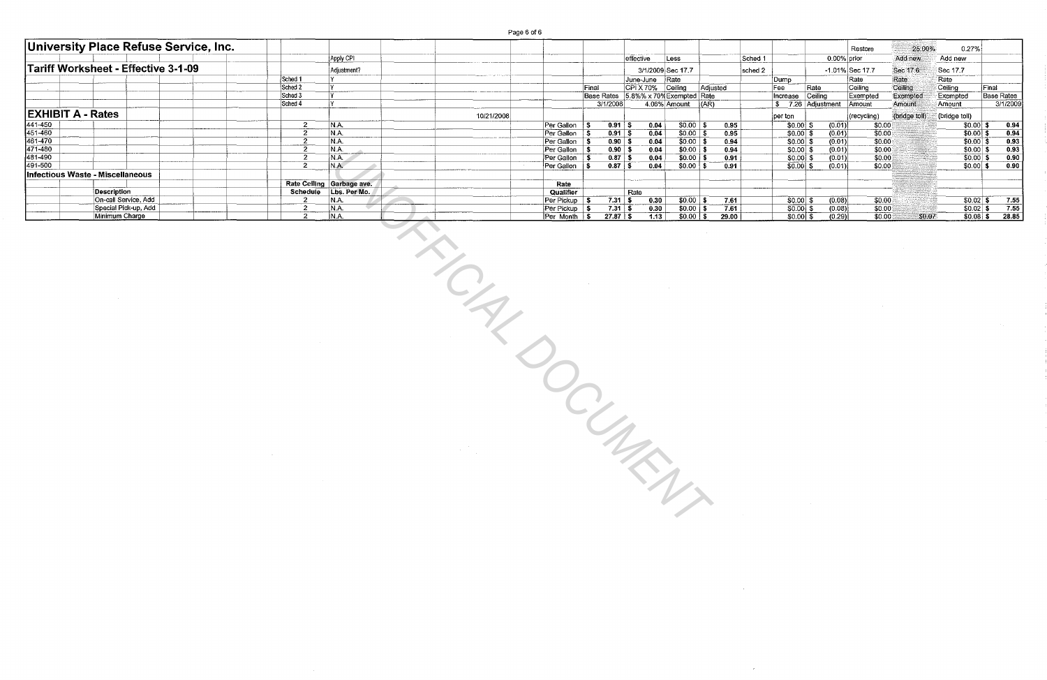# University Place Refuse Service, Inc.

## Tariff Worksheet - Effective 3-1-09

## EXHIBIT A - Rates

| | | Apply CPI Adjustment? | | | | | | | | | | | | | |
|---|---|---|---|---|---|---|---|---|---|---|---|---|---|---|---|
| Sched 1 | | Y | | | | | | | | | | | | | |
| Sched 2 | | Y | | | | | | | | | | | | | |
| Sched 3 | | Y | | | | | | | | | | | | | |
| Sched 4 | | Y | | | | | | | | | | | | | |

| | Rate Ceiling Schedule | Garbage ave. Lbs. Per Mo. | 10/21/2008 | Rate Qualifier | Final Base Rates 3/1/2008 | effective 3/1/2009 June-June CPI X 70% 5.8%% x 70% 4.06% | Less Sec 17.7 Rate Ceiling Exempted Amount | Adjusted Rate (AR) | Sched 1 0.00% / sched 2 -1.01% | Dump Fee Increase $ 7.26 per ton | Rate Ceiling Adjustment | Restore prior Sec 17.7 Rate Ceiling Exempted Amount (recycling) | 25.00% Add new Sec 17.6 Rate Ceiling Exempted Amount (bridge toll) | 0.27% Add new Sec 17.7 Rate Ceiling Exempted Amount (bridge toll) | Final Base Rates 3/1/2009 |
|---|---|---|---|---|---|---|---|---|---|---|---|---|---|---|---|
| 441-450 | 2 | N.A. | | Per Gallon | $ 0.91 | $ 0.04 | $0.00 | $ 0.95 | | $0.00 | $ (0.01) | $0.00 | | $0.00 | $ 0.94 |
| 451-460 | 2 | N.A. | | Per Gallon | $ 0.91 | $ 0.04 | $0.00 | $ 0.95 | | $0.00 | $ (0.01) | $0.00 | | $0.00 | $ 0.94 |
| 461-470 | 2 | N.A. | | Per Gallon | $ 0.90 | $ 0.04 | $0.00 | $ 0.94 | | $0.00 | $ (0.01) | $0.00 | | $0.00 | $ 0.93 |
| 471-480 | 2 | N.A. | | Per Gallon | $ 0.90 | $ 0.04 | $0.00 | $ 0.94 | | $0.00 | $ (0.01) | $0.00 | | $0.00 | $ 0.93 |
| 481-490 | 2 | N.A. | | Per Gallon | $ 0.87 | $ 0.04 | $0.00 | $ 0.91 | | $0.00 | $ (0.01) | $0.00 | | $0.00 | $ 0.90 |
| 491-500 | 2 | N.A. | | Per Gallon | $ 0.87 | $ 0.04 | $0.00 | $ 0.91 | | $0.00 | $ (0.01) | $0.00 | | $0.00 | $ 0.90 |
| **Infectious Waste - Miscellaneous** | | | | | | | | | | | | | | | |
| **Description** | **Rate Ceiling Schedule** | **Garbage ave. Lbs. Per Mo.** | | **Rate Qualifier** | | Rate | | | | | | | | | |
| On-call Service, Add | 2 | N.A. | | Per Pickup | $ 7.31 | $ 0.30 | $0.00 | $ 7.61 | | $0.00 | $ (0.08) | $0.00 | | $0.02 | $ 7.55 |
| Special Pick-up, Add | 2 | N.A. | | Per Pickup | $ 7.31 | $ 0.30 | $0.00 | $ 7.61 | | $0.00 | $ (0.08) | $0.00 | | $0.02 | $ 7.55 |
| Minimum Charge | 2 | N.A. | | Per Month | $ 27.87 | $ 1.13 | $0.00 | $ 29.00 | | $0.00 | $ (0.29) | $0.00 | $0.07 | $0.08 | $ 28.85 |

UNOFFICIAL DOCUMENT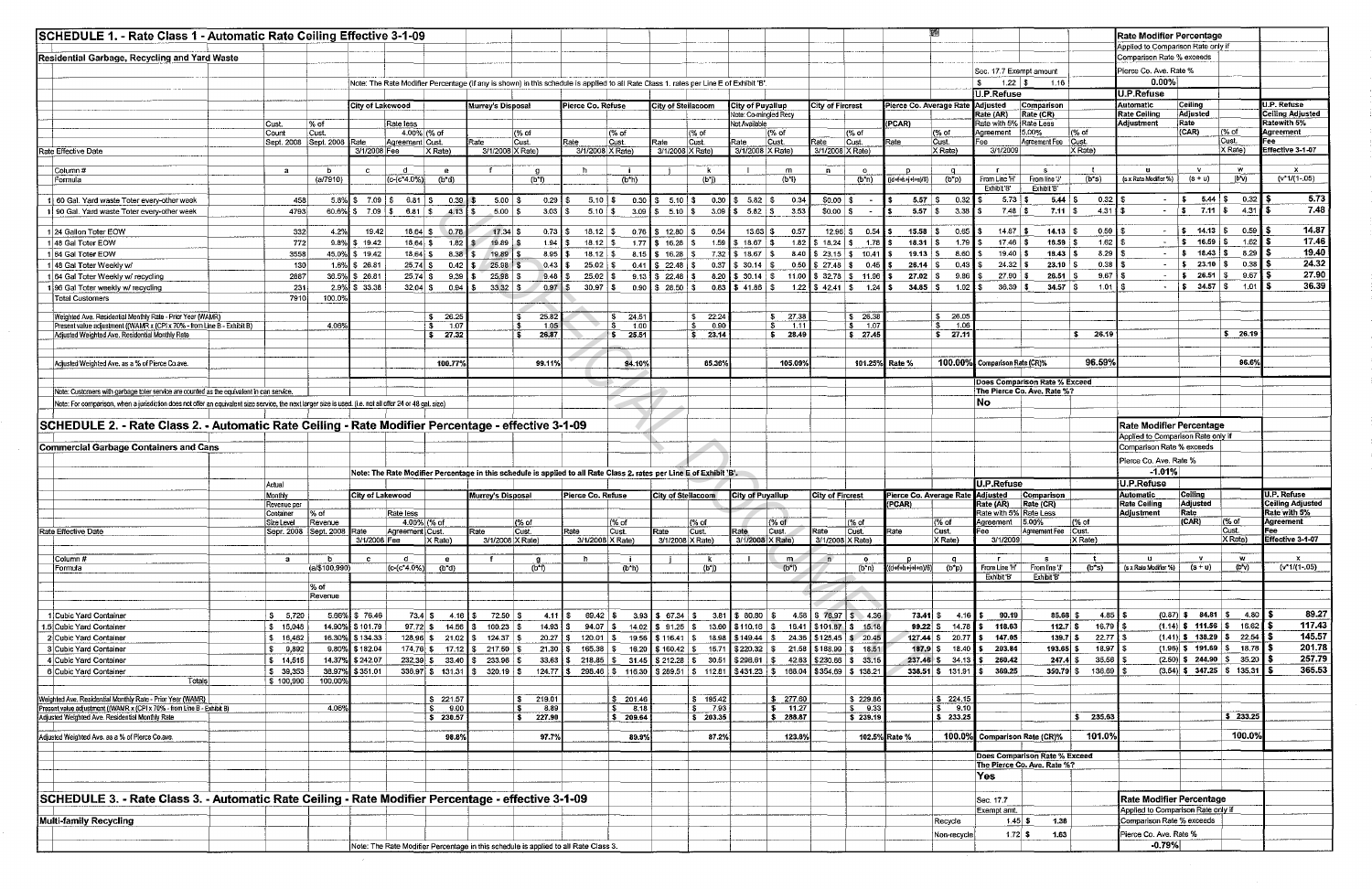## SCHEDULE 1. - Rate Class 1 - Automatic Rate Ceiling Effective 3-1-09

**Residential Garbage, Recycling and Yard Waste**

Note: The Rate Modifier Percentage (if any is shown) in this schedule is applied to all Rate Class 1. rates per Line E of Exhibit 'B'.

Sec. 17.7 Exempt amount: $ 1.22 | $ 1.16

**Rate Modifier Percentage**
Applied to Comparison Rate only if Comparison Rate % exceeds Pierce Co. Ave. Rate %
0.00%

| Rate Effective Date | Cust. Count Sept. 2008 | % of Cust. Sept. 2008 | City of Lakewood Rate 3/1/2008 | Rate less 4.00% Agreement Fee | (% of Cust. X Rate) | Murrey's Disposal Rate 3/1/2008 | (% of Cust. X Rate) | Pierce Co. Refuse Rate 3/1/2008 | (% of Cust. X Rate) | City of Steilacoom Rate 3/1/2008 | (% of Cust. X Rate) | City of Puyallup (Note: Co-mingled Recy Not Available) Rate 3/1/2008 | (% of Cust. X Rate) | City of Fircrest Rate 3/1/2008 | (% of Cust. X Rate) | Pierce Co. Average Rate (PCAR) Rate | (% of Cust. X Rate) | U.P.Refuse Adjusted Rate (AR) Rate with 5% Agreement Fee 3/1/2009 | Comparison Rate (CR) Rate Less Agreement Fee | (% of Cust. X Rate) | U.P.Refuse Automatic Rate Ceiling Adjustment | Ceiling Adjusted Rate (CAR) | (% of Cust. X Rate) | U.P. Refuse Ceiling Adjusted Ratewith 5% Agreement Fee Effective 3-1-07 |
|---|---|---|---|---|---|---|---|---|---|---|---|---|---|---|---|---|---|---|---|---|---|---|---|---|
| Column # | a | b | c | d | e | f | g | h | i | j | k | l | m | n | o | p | q | r | s | t | u | v | w | x |
| Formula | | (a/7910) | | (c-(c*4.0%)) | (b*d) | | (b*f) | | (b*h) | | (b*j) | | (b*l) | | (b*n) | ((d+f+h+j+l+n)/6) | (b*p) | From Line 'H' Exhibit 'B' | From Line 'J' Exhibit 'B' | (b*s) | (s x Rate Modifier %) | (s + u) | (b*v) | (v*1/(1-.05) |
| 1 60 Gal. Yard waste Toter every-other week | 458 | 5.8% | $ 7.09 | $ 6.81 | $ 0.39 | $ 5.00 | $ 0.29 | $ 5.10 | $ 0.30 | $ 5.10 | $ 0.30 | $ 5.82 | $ 0.34 | $0.00 | $ - | $ 5.57 | $ 0.32 | $ 5.73 | $ 5.44 | $ 0.32 | $ - | $ 5.44 | $ 0.32 | $ 5.73 |
| 1 90 Gal. Yard waste Toter every-other week | 4793 | 60.6% | $ 7.09 | $ 6.81 | $ 4.13 | $ 5.00 | $ 3.03 | $ 5.10 | $ 3.09 | $ 5.10 | $ 3.09 | $ 5.82 | $ 3.53 | $0.00 | $ - | $ 5.57 | $ 3.38 | $ 7.48 | $ 7.11 | $ 4.31 | $ - | $ 7.11 | $ 4.31 | $ 7.48 |
| 1 24 Gallon Toter EOW | 332 | 4.2% | 19.42 | 18.64 | $ 0.78 | 17.34 | $ 0.73 | $ 18.12 | $ 0.76 | $ 12.80 | $ 0.54 | 13.63 | $ 0.57 | 12.96 | $ 0.54 | 15.58 | $ 0.65 | $ 14.87 | $ 14.13 | $ 0.59 | $ - | $ 14.13 | $ 0.59 | $ 14.87 |
| 1 48 Gal Toter EOW | 772 | 9.8% | $ 19.42 | 18.64 | $ 1.82 | $ 19.89 | $ 1.94 | $ 18.12 | $ 1.77 | $ 16.28 | $ 1.59 | $ 18.67 | $ 1.82 | $ 18.24 | $ 1.78 | $ 18.31 | $ 1.79 | $ 17.46 | $ 16.59 | $ 1.62 | $ - | $ 16.59 | $ 1.62 | $ 17.46 |
| 1 64 Gal Toter EOW | 3558 | 45.0% | $ 19.42 | 18.64 | $ 8.38 | $ 19.89 | $ 8.95 | $ 18.12 | $ 8.15 | $ 16.28 | $ 7.32 | $ 18.67 | $ 8.40 | $ 23.15 | $ 10.41 | $ 19.13 | $ 8.60 | $ 19.40 | $ 18.43 | $ 8.29 | $ - | $ 18.43 | $ 8.29 | $ 19.40 |
| 1 48 Gal Toter Weekly w/ | 130 | 1.6% | $ 26.81 | 25.74 | $ 0.42 | $ 25.88 | $ 0.43 | $ 25.02 | $ 0.41 | $ 22.48 | $ 0.37 | $ 30.14 | $ 0.50 | $ 27.48 | $ 0.45 | $ 26.14 | $ 0.43 | $ 24.32 | $ 23.10 | $ 0.38 | $ - | $ 23.10 | $ 0.38 | $ 24.32 |
| 1 64 Gal Toter Weekly w/ recycling | 2687 | 36.5% | $ 26.81 | 25.74 | $ 9.39 | $ 25.88 | $ 9.48 | $ 25.02 | $ 9.13 | $ 22.48 | $ 8.20 | $ 30.14 | $ 11.00 | $ 32.73 | $ 11.96 | $ 27.02 | $ 9.86 | $ 27.90 | $ 26.51 | $ 9.67 | $ - | $ 26.51 | $ 9.67 | $ 27.90 |
| 1 96 Gal toter weekly w/ recycling | 231 | 2.9% | $ 33.38 | 32.04 | $ 0.94 | $ 33.32 | $ 0.97 | $ 30.97 | $ 0.90 | $ 28.50 | $ 0.83 | $ 41.88 | $ 1.22 | $ 42.41 | $ 1.24 | 34.85 | $ 1.02 | $ 36.39 | $ 34.57 | $ 1.01 | $ - | $ 34.57 | $ 1.01 | $ 36.39 |
| Total Customers | 7910 | 100.0% | | | | | | | | | | | | | | | | | | | | | | |
| Weighted Ave. Residential Monthly Rate - Prior Year (WAMR) | | | | | $ 26.25 | | $ 25.82 | | $ 24.51 | | $ 22.24 | | $ 27.38 | | $ 26.38 | | $ 26.05 | | | | | | | |
| Present value adjustment ((WAMR x (CPI x 70% - from Line B - Exhibit B) | | 4.06% | | | $ 1.07 | | $ 1.05 | | $ 1.00 | | $ 0.90 | | $ 1.11 | | $ 1.07 | | $ 1.06 | | | | | | | |
| Adjusted Weighted Ave. Residential Monthly Rate | | | | | $ 27.32 | | $ 26.87 | | $ 25.51 | | $ 23.14 | | $ 28.49 | | $ 27.45 | | $ 27.11 | | | $ 26.19 | | | $ 26.19 | |
| Adjusted Weighted Ave. as a % of Pierce Co.ave. | | | | | 100.77% | | 99.11% | | 94.10% | | 85.36% | | 105.09% | | 101.25% | Rate % | 100.00% | Comparison Rate (CR)% | | 96.59% | | | 86.6% | |

Does Comparison Rate % Exceed The Pierce Co. Ave. Rate %? **No**

Note: Customers with garbage toter service are counted as the equivalent in can service.

Note: For comparison, when a jurisdiction does not offer an equivalent size service, the next larger size is used. (i.e. not all offer 24 or 48 gal. size)

## SCHEDULE 2. - Rate Class 2. - Automatic Rate Ceiling - Rate Modifier Percentage - effective 3-1-09

**Commercial Garbage Containers and Cans**

Note: The Rate Modifier Percentage in this schedule is applied to all Rate Class 2. rates per Line E of Exhibit 'B'.

**Rate Modifier Percentage**
Applied to Comparison Rate only if Comparison Rate % exceeds Pierce Co. Ave. Rate %
-1.01%

| Rate Effective Date | Actual Monthly Revenue per Container Size Level Sept. 2008 | % of Revenue Sept. 2008 | City of Lakewood Rate 3/1/2008 | Rate less 4.00% Agreement Fee | (% of Cust. X Rate) | Murrey's Disposal Rate 3/1/2008 | (% of Cust. X Rate) | Pierce Co. Refuse Rate 3/1/2008 | (% of Cust. X Rate) | City of Steilacoom Rate 3/1/2008 | (% of Cust. X Rate) | City of Puyallup Rate 3/1/2008 | (% of Cust. X Rate) | City of Fircrest Rate 3/1/2008 | (% of Cust. X Rate) | Pierce Co. Average Rate (PCAR) Rate | (% of Cust. X Rate) | U.P.Refuse Adjusted Rate (AR) Rate with 5% Agreement Fee 3/1/2009 | Comparison Rate (CR) Rate Less 5.00% Agreement Fee | (% of Cust. X Rate) | U.P.Refuse Automatic Rate Ceiling Adjustment | Ceiling Adjusted Rate (CAR) | (% of Cust. X Rate) | U.P. Refuse Ceiling Adjusted Rate with 5% Agreement Fee Effective 3-1-07 |
|---|---|---|---|---|---|---|---|---|---|---|---|---|---|---|---|---|---|---|---|---|---|---|---|---|
| Column # | a | b | c | d | e | f | g | h | i | j | k | l | m | n | o | p | q | r | s | t | u | v | w | x |
| Formula | | (a/$100,990) % of Revenue | | (c-(c*4.0%)) | (b*d) | | (b*f) | | (b*h) | | (b*j) | | (b*l) | | (b*n) | ((d+f+h+j+l+n)/6) | (b*p) | From line 'H' Exhibit 'B' | From line 'J' Exhibit 'B' | (b*s) | (s x Rate Modifier %) | (s + u) | (b*v) | (v*1/(1-.05) |
| 1 Cubic Yard Container | $ 5,720 | 5.66% | $ 76.46 | 73.4 | $ 4.16 | $ 72.50 | $ 4.11 | $ 69.42 | $ 3.93 | $ 67.34 | $ 3.81 | $ 80.90 | $ 4.58 | $ 76.97 | $ 4.36 | 73.41 | $ 4.16 | $ 90.19 | 85.68 | $ 4.85 | $ (0.87) | $ 84.81 | $ 4.80 | $ 89.27 |
| 1.5 Cubic Yard Container | $ 15,045 | 14.90% | $ 101.79 | 97.72 | $ 14.56 | $ 100.23 | $ 14.93 | $ 94.07 | $ 14.02 | $ 91.25 | $ 13.60 | $ 110.16 | $ 16.41 | $ 101.87 | $ 15.18 | 99.22 | $ 14.78 | $ 118.63 | 112.7 | $ 16.79 | $ (1.14) | $ 111.56 | $ 16.62 | $ 117.43 |
| 2 Cubic Yard Container | $ 16,462 | 16.30% | $ 134.33 | 128.96 | $ 21.02 | $ 124.37 | $ 20.27 | $ 120.01 | $ 19.56 | $ 116.41 | $ 18.98 | $ 149.44 | $ 24.36 | $ 125.45 | $ 20.45 | 127.44 | $ 20.77 | $ 147.05 | 139.7 | $ 22.77 | $ (1.41) | $ 138.29 | $ 22.54 | $ 145.57 |
| 3 Cubic Yard Container | $ 9,892 | 9.80% | $ 182.04 | 174.76 | $ 17.12 | $ 217.50 | $ 21.30 | $ 165.38 | $ 16.20 | $ 160.42 | $ 15.71 | $ 220.32 | $ 21.58 | $ 188.99 | $ 18.51 | 187.9 | $ 18.40 | $ 203.84 | 193.65 | $ 18.97 | $ (1.96) | $ 191.69 | $ 18.78 | $ 201.78 |
| 4 Cubic Yard Container | $ 14,515 | 14.37% | $ 242.07 | 232.39 | $ 33.40 | $ 233.96 | $ 33.63 | $ 218.85 | $ 31.45 | $ 212.28 | $ 30.51 | $ 296.61 | $ 42.63 | $ 230.66 | $ 33.15 | 237.46 | $ 34.13 | $ 260.42 | 247.4 | $ 35.56 | $ (2.50) | $ 244.90 | $ 35.20 | $ 257.79 |
| 6 Cubic Yard Container | $ 39,353 | 38.97% | $ 351.01 | 336.97 | $ 131.31 | $ 320.19 | $ 124.77 | $ 298.46 | $ 116.30 | $ 289.51 | $ 112.81 | $ 431.23 | $ 168.04 | $ 354.69 | $ 138.21 | 338.51 | $ 131.91 | $ 369.25 | 350.79 | $ 136.69 | $ (3.54) | $ 347.25 | $ 135.31 | $ 365.53 |
| Totals | $ 100,990 | 100.00% | | | | | | | | | | | | | | | | | | | | | | |
| Weighted Ave. Residential Monthly Rate - Prior Year (WAMR) | | | | | $ 221.57 | | $ 219.01 | | $ 201.46 | | $ 195.42 | | $ 277.60 | | $ 229.86 | | $ 224.15 | | | | | | | |
| Present value adjustment ((WAMR x (CPI x 70% - from Line B - Exhibit B) | | 4.06% | | | $ 9.00 | | $ 8.89 | | $ 8.18 | | $ 7.93 | | $ 11.27 | | $ 9.33 | | $ 9.10 | | | | | | | |
| Adjusted Weighted Ave. Residential Monthly Rate | | | | | $ 230.57 | | $ 227.90 | | $ 209.64 | | $ 203.35 | | $ 288.87 | | $ 239.19 | | $ 233.25 | | | $ 235.63 | | | $ 233.25 | |
| Adjusted Weighted Ave. as a % of Pierce Co.ave. | | | | | 98.8% | | 97.7% | | 89.9% | | 87.2% | | 123.8% | | 102.5% | Rate % | 100.0% | Comparison Rate (CR)% | | 101.0% | | | 100.0% | |

Does Comparison Rate % Exceed The Pierce Co. Ave. Rate %? **Yes**

## SCHEDULE 3. - Rate Class 3. - Automatic Rate Ceiling - Rate Modifier Percentage - effective 3-1-09

**Multi-family Recycling**

Note: The Rate Modifier Percentage in this schedule is applied to all Rate Class 3.

| | Sec. 17.7 Exempt amt. | |
|---|---|---|
| Recycle | 1.45 | $ 1.38 |
| Non-recycle | 1.72 | $ 1.63 |

**Rate Modifier Percentage**
Applied to Comparison Rate only if Comparison Rate % exceeds Pierce Co. Ave. Rate %
-0.79%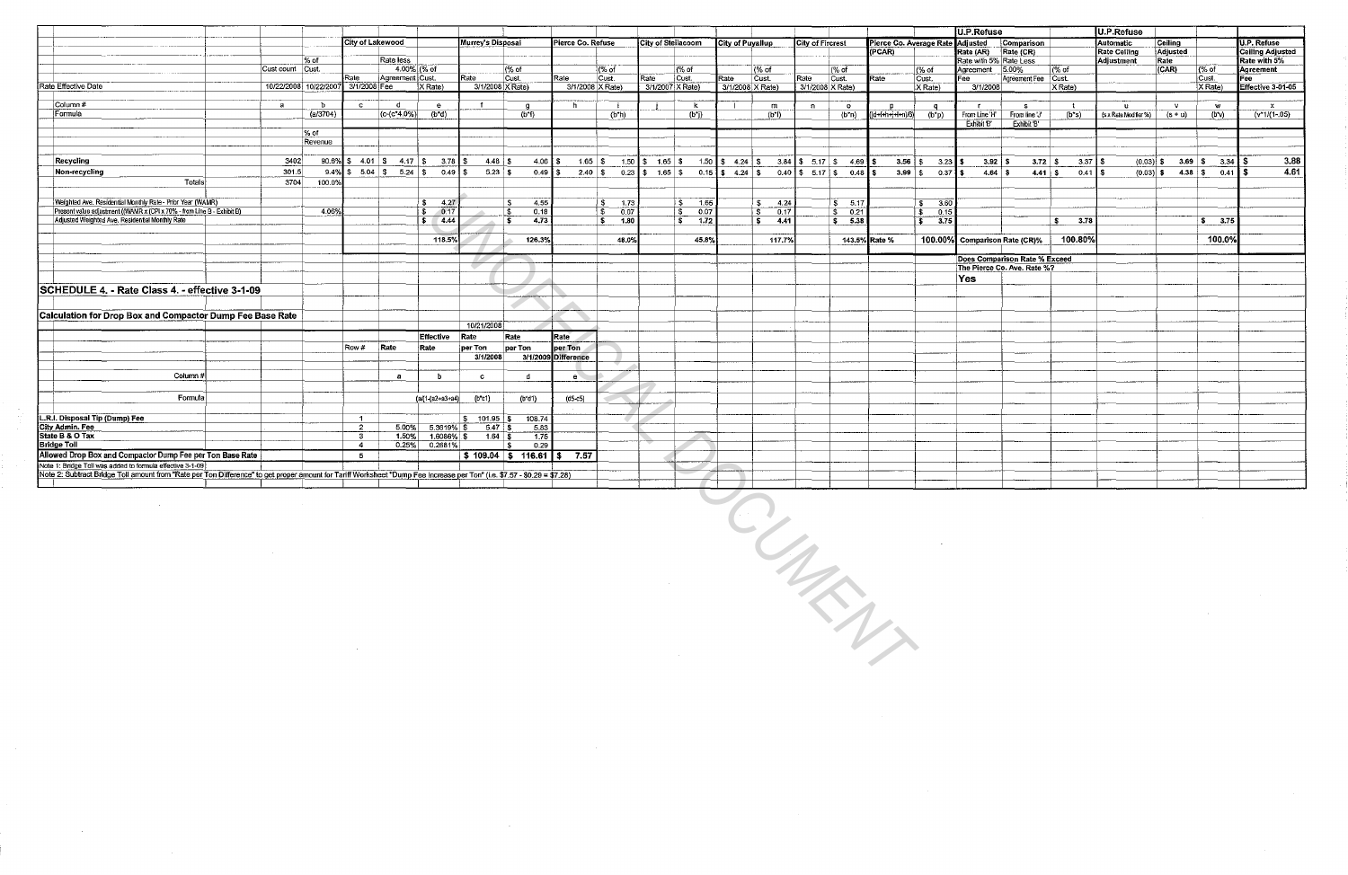| | Cust count | % of Cust. | City of Lakewood Rate | Rate less Agreement 4.00% Fee | (% of Cust. X Rate) | Murrey's Disposal Rate | (% of Cust. X Rate) | Pierce Co. Refuse Rate | (% of Cust. X Rate) | City of Steilacoom Rate | (% of Cust. X Rate) | City of Puyallup Rate | (% of Cust. X Rate) | City of Fircrest Rate | (% of Cust. X Rate) | Pierce Co. Average Rate (PCAR) Rate | (% of Cust. X Rate) | U.P.Refuse Adjusted Rate (AR) Rate with 5% Agreement Fee | Comparison Rate (CR) Rate Less 5.00% Agreement Fee | (% of Cust. X Rate) | U.P.Refuse Automatic Rate Ceiling Adjustment | Ceiling Adjusted Rate (CAR) | (% of Cust. X Rate) | U.P. Refuse Ceiling Adjusted Rate with 5% Agreement Fee Effective 3-01-05 |
|---|---|---|---|---|---|---|---|---|---|---|---|---|---|---|---|---|---|---|---|---|---|---|---|---|
| Rate Effective Date | 10/22/2008 | 10/22/2007 | 3/1/2008 | | | 3/1/2008 | | 3/1/2008 | | 3/1/2007 | | 3/1/2008 | | 3/1/2008 | | | | 3/1/2008 | | | | | | |
| Column # | a | b | c | d | e | f | g | h | i | j | k | l | m | n | o | p | q | r | s | t | u | v | w | x |
| Formula | | (a/3704) | | (c-(c*4.0%)) | (b*d) | | (b*f) | | (b*h) | | (b*j) | | (b*l) | | (b*n) | ((d+f+h+j+l+n)/6) | (b*p) | From Line 'H' Exhibit 'B' | From line 'J' Exhibit 'B' | (b*s) | (s x Rate Modifier %) | (s + u) | (b*v) | (v*1/(1-.05)) |
| | | % of Revenue | | | | | | | | | | | | | | | | | | | | | | |
| **Recycling** | 3402 | 90.8% | $ 4.01 | $ 4.17 | $ 3.78 | $ 4.48 | $ 4.06 | $ 1.65 | $ 1.50 | $ 1.65 | $ 1.50 | $ 4.24 | $ 3.84 | $ 5.17 | $ 4.69 | $ 3.56 | $ 3.23 | $ 3.92 | $ 3.72 | $ 3.37 | $ (0.03) | $ 3.69 | $ 3.34 | $ 3.88 |
| **Non-recycling** | 301.5 | 9.4% | $ 5.04 | $ 5.24 | $ 0.49 | $ 5.23 | $ 0.49 | $ 2.40 | $ 0.23 | $ 1.65 | $ 0.15 | $ 4.24 | $ 0.40 | $ 5.17 | $ 0.48 | $ 3.99 | $ 0.37 | $ 4.64 | $ 4.41 | $ 0.41 | $ (0.03) | $ 4.38 | $ 0.41 | $ 4.61 |
| Totals | 3704 | 100.0% | | | | | | | | | | | | | | | | | | | | | | |
| Weighted Ave. Residential Monthly Rate - Prior Year (WAMR) | | | | | $ 4.27 | | $ 4.55 | | $ 1.73 | | $ 1.65 | | $ 4.24 | | $ 5.17 | | $ 3.60 | | | | | | | |
| Present value adjustment (WAMR x (CPI x 70% - from Line 3 - Exhibit B) | | 4.06% | | | $ 0.17 | | $ 0.18 | | $ 0.07 | | $ 0.07 | | $ 0.17 | | $ 0.21 | | $ 0.15 | | | | | | | |
| Adjusted Weighted Ave. Residential Monthly Rate | | | | | $ 4.44 | | $ 4.73 | | $ 1.80 | | $ 1.72 | | $ 4.41 | | $ 5.38 | | $ 3.75 | | | $ 3.78 | | | $ 3.75 | |
| | | | | | 118.5% | | 126.3% | | 48.0% | | 45.8% | | 117.7% | | 143.6% | Rate % | 100.00% | Comparison Rate (CR)% | | 100.80% | | | 100.0% | |

Does Comparison Rate % Exceed The Pierce Co. Ave. Rate %?

Yes

## SCHEDULE 4. - Rate Class 4. - effective 3-1-09

### Calculation for Drop Box and Compactor Dump Fee Base Rate

| | Row # | Rate | Effective Rate | Rate per Ton 3/1/2008 | Rate per Ton 3/1/2009 | Rate per Ton Difference |
|---|---|---|---|---|---|---|
| | | | | 10/21/2008 | | |
| Column # | | a | b | c | d | e |
| Formula | | | (a/(1-(a2+a3+a4)) | (b*c1) | (b*d1) | (d5-c5) |
| L.R.I. Disposal Tip (Dump) Fee | 1 | | | $ 101.95 | $ 108.74 | |
| City Admin. Fee | 2 | 5.00% | 5.3619% | $ 5.47 | $ 5.83 | |
| State B & O Tax | 3 | 1.50% | 1.6086% | $ 1.64 | $ 1.75 | |
| Bridge Toll | 4 | 0.25% | 0.2681% | | $ 0.29 | |
| Allowed Drop Box and Compactor Dump Fee per Ton Base Rate | 5 | | | $ 109.04 | $ 116.61 | $ 7.57 |

Note 1: Bridge Toll was added to formula effective 3-1-09

Note 2: Subtract Bridge Toll amount from "Rate per Ton Difference" to get proper amount for Tariff Worksheet "Dump Fee Increase per Ton" (i.e. $7.57 - $0.29 = $7.28)